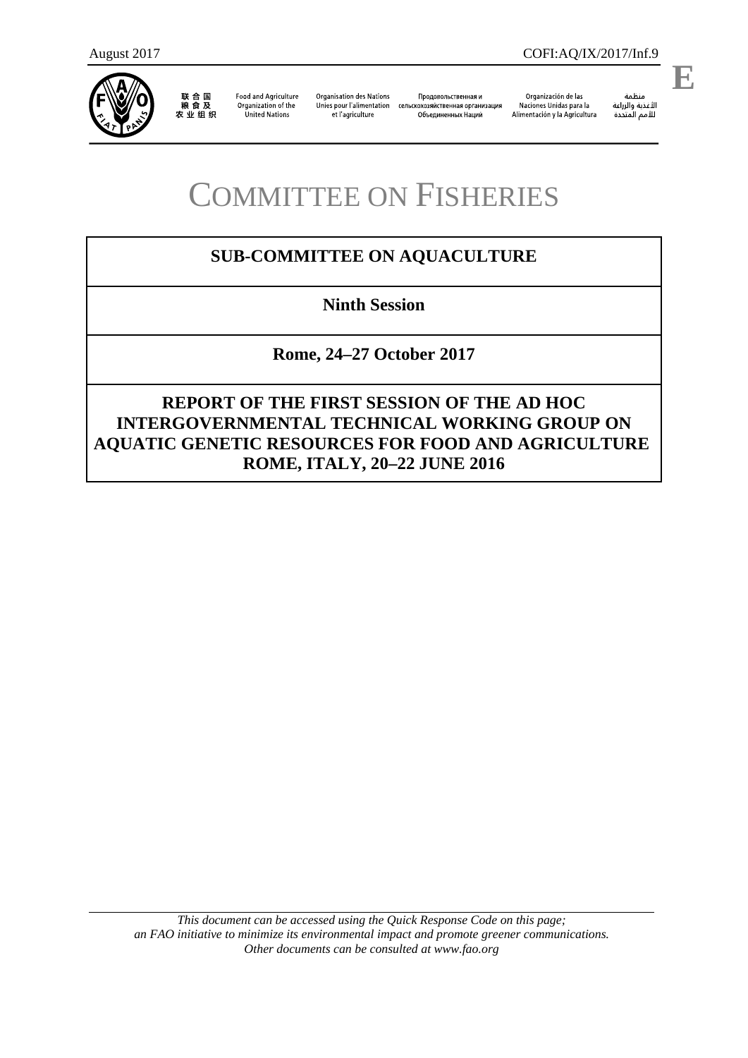August 2017 COFI:AQ/IX/2017/Inf.9

**E**

联合国粮食及农业组织 | Food and Agriculture Organization of the United Nations | Organisation des Nations Unies pour l'alimentation et l'agriculture | Продовольственная и сельскохозяйственная организация Объединенных Наций | Organización de las Naciones Unidas para la Alimentación y la Agricultura | منظمة الأغذية والزراعة للأمم المتحدة

# COMMITTEE ON FISHERIES

## SUB-COMMITTEE ON AQUACULTURE

**Ninth Session**

**Rome, 24–27 October 2017**

## REPORT OF THE FIRST SESSION OF THE AD HOC INTERGOVERNMENTAL TECHNICAL WORKING GROUP ON AQUATIC GENETIC RESOURCES FOR FOOD AND AGRICULTURE ROME, ITALY, 20–22 JUNE 2016

*This document can be accessed using the Quick Response Code on this page; an FAO initiative to minimize its environmental impact and promote greener communications. Other documents can be consulted at www.fao.org*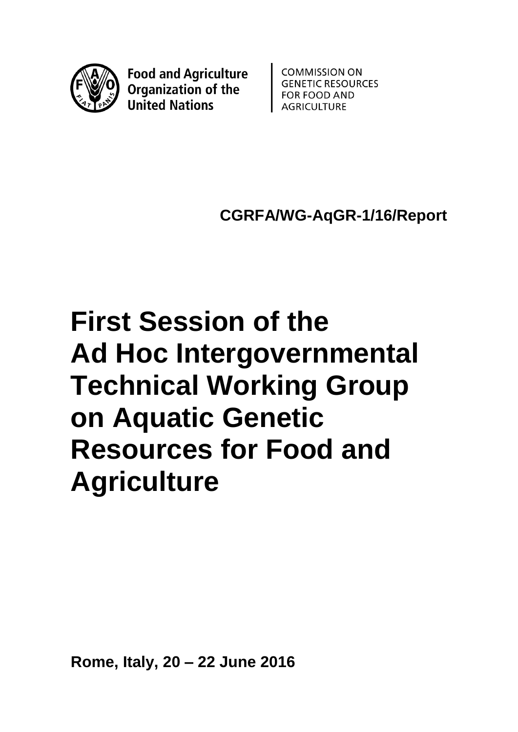Food and Agriculture Organization of the United Nations

COMMISSION ON GENETIC RESOURCES FOR FOOD AND AGRICULTURE

**CGRFA/WG-AqGR-1/16/Report**

# First Session of the Ad Hoc Intergovernmental Technical Working Group on Aquatic Genetic Resources for Food and Agriculture

**Rome, Italy, 20 – 22 June 2016**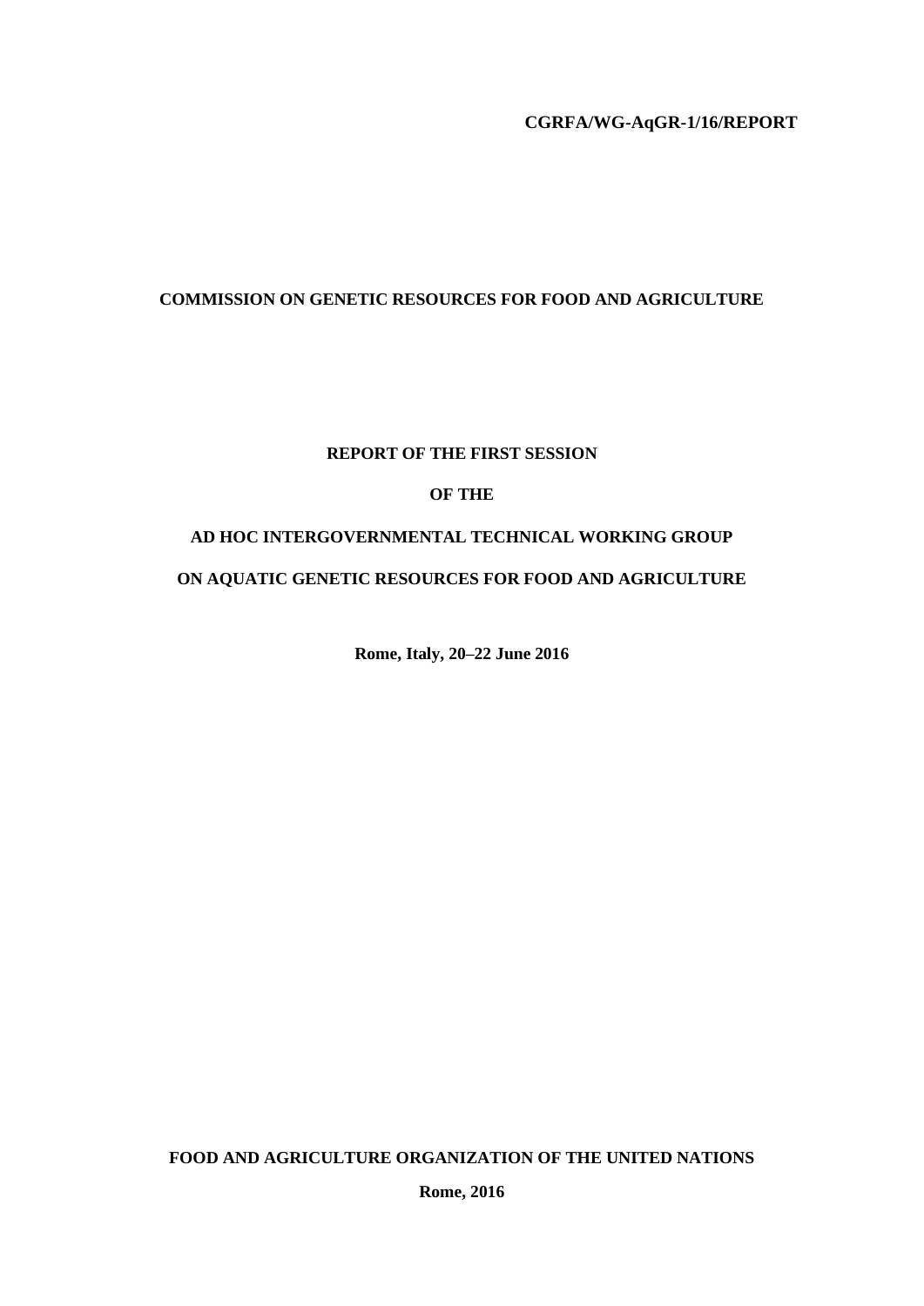**CGRFA/WG-AqGR-1/16/REPORT**

**COMMISSION ON GENETIC RESOURCES FOR FOOD AND AGRICULTURE**

**REPORT OF THE FIRST SESSION**

**OF THE**

**AD HOC INTERGOVERNMENTAL TECHNICAL WORKING GROUP**

**ON AQUATIC GENETIC RESOURCES FOR FOOD AND AGRICULTURE**

**Rome, Italy, 20–22 June 2016**

**FOOD AND AGRICULTURE ORGANIZATION OF THE UNITED NATIONS**

**Rome, 2016**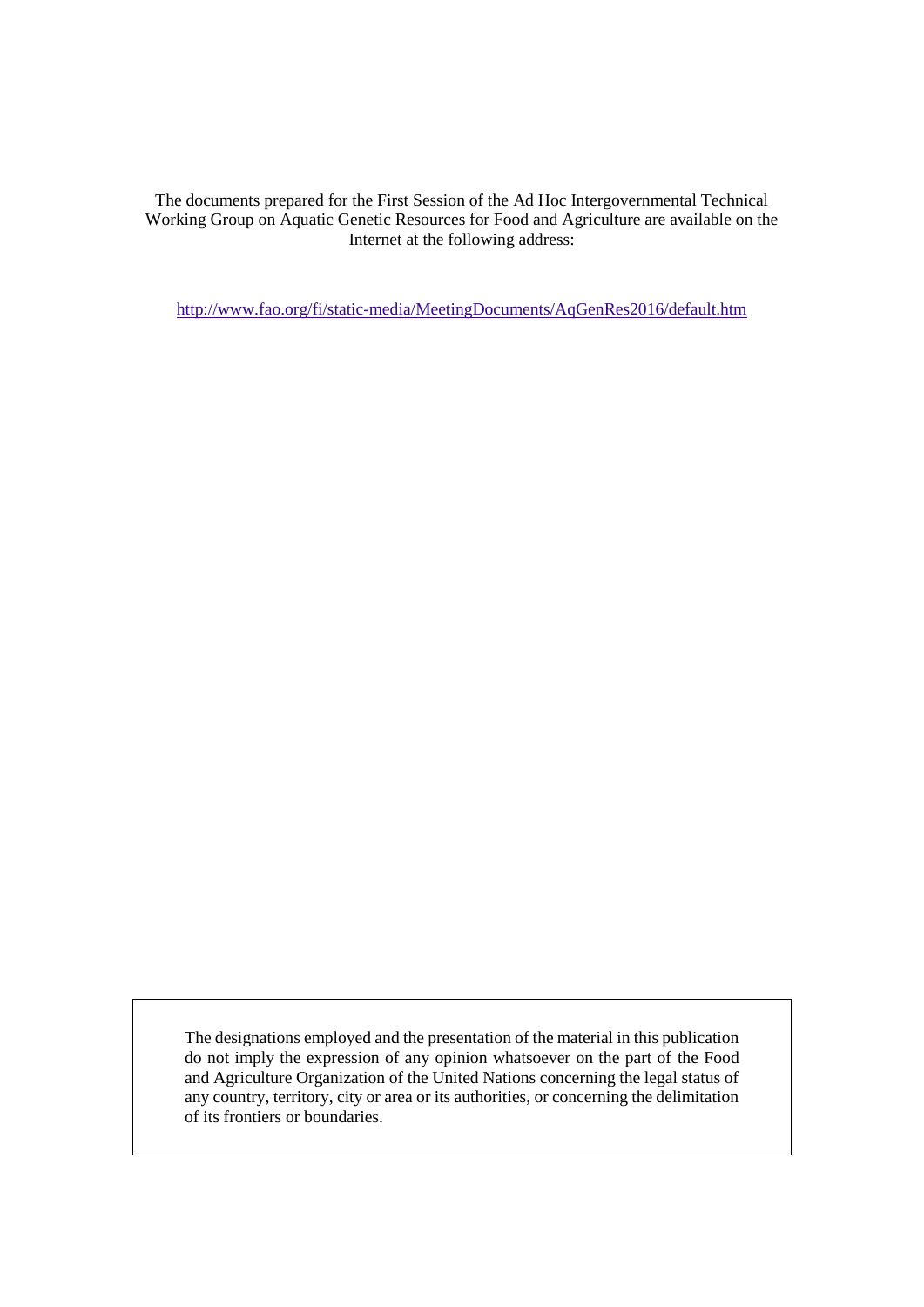The documents prepared for the First Session of the Ad Hoc Intergovernmental Technical Working Group on Aquatic Genetic Resources for Food and Agriculture are available on the Internet at the following address:

http://www.fao.org/fi/static-media/MeetingDocuments/AqGenRes2016/default.htm

The designations employed and the presentation of the material in this publication do not imply the expression of any opinion whatsoever on the part of the Food and Agriculture Organization of the United Nations concerning the legal status of any country, territory, city or area or its authorities, or concerning the delimitation of its frontiers or boundaries.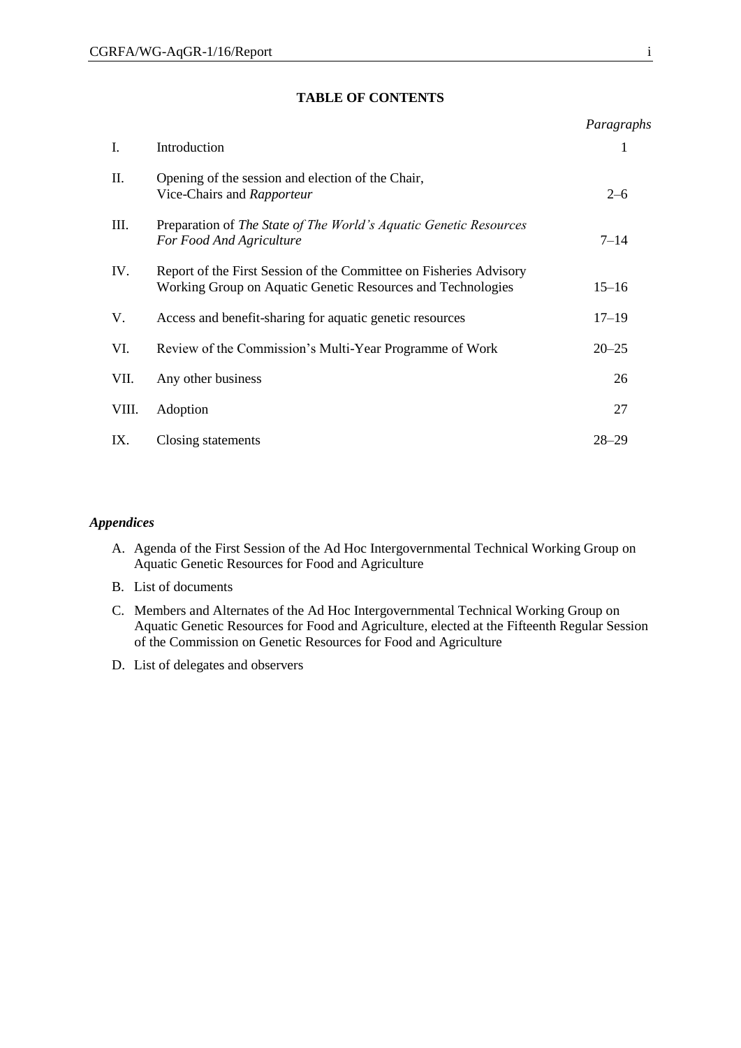**TABLE OF CONTENTS**

| | | *Paragraphs* |
|---|---|---|
| I. | Introduction | 1 |
| II. | Opening of the session and election of the Chair, Vice-Chairs and *Rapporteur* | 2–6 |
| III. | Preparation of *The State of The World's Aquatic Genetic Resources For Food And Agriculture* | 7–14 |
| IV. | Report of the First Session of the Committee on Fisheries Advisory Working Group on Aquatic Genetic Resources and Technologies | 15–16 |
| V. | Access and benefit-sharing for aquatic genetic resources | 17–19 |
| VI. | Review of the Commission's Multi-Year Programme of Work | 20–25 |
| VII. | Any other business | 26 |
| VIII. | Adoption | 27 |
| IX. | Closing statements | 28–29 |

***Appendices***

A. Agenda of the First Session of the Ad Hoc Intergovernmental Technical Working Group on Aquatic Genetic Resources for Food and Agriculture

B. List of documents

C. Members and Alternates of the Ad Hoc Intergovernmental Technical Working Group on Aquatic Genetic Resources for Food and Agriculture, elected at the Fifteenth Regular Session of the Commission on Genetic Resources for Food and Agriculture

D. List of delegates and observers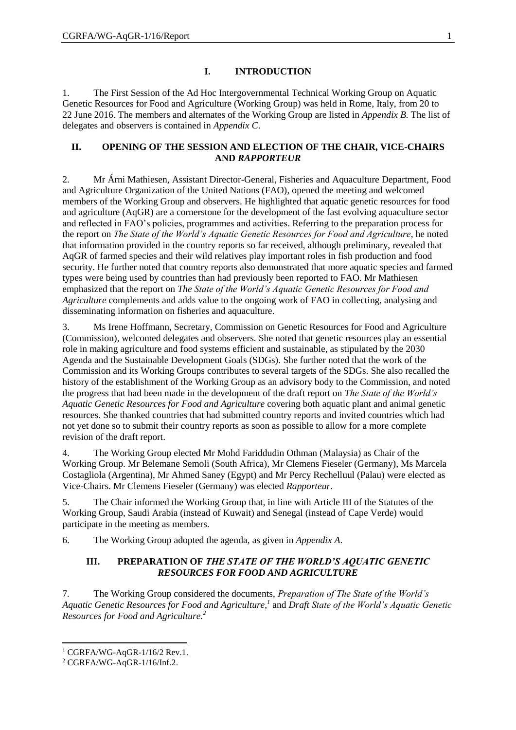## I. INTRODUCTION

1. The First Session of the Ad Hoc Intergovernmental Technical Working Group on Aquatic Genetic Resources for Food and Agriculture (Working Group) was held in Rome, Italy, from 20 to 22 June 2016. The members and alternates of the Working Group are listed in *Appendix B.* The list of delegates and observers is contained in *Appendix C*.

## II. OPENING OF THE SESSION AND ELECTION OF THE CHAIR, VICE-CHAIRS AND *RAPPORTEUR*

2. Mr Árni Mathiesen, Assistant Director-General, Fisheries and Aquaculture Department, Food and Agriculture Organization of the United Nations (FAO), opened the meeting and welcomed members of the Working Group and observers. He highlighted that aquatic genetic resources for food and agriculture (AqGR) are a cornerstone for the development of the fast evolving aquaculture sector and reflected in FAO's policies, programmes and activities. Referring to the preparation process for the report on *The State of the World's Aquatic Genetic Resources for Food and Agriculture*, he noted that information provided in the country reports so far received, although preliminary, revealed that AqGR of farmed species and their wild relatives play important roles in fish production and food security. He further noted that country reports also demonstrated that more aquatic species and farmed types were being used by countries than had previously been reported to FAO. Mr Mathiesen emphasized that the report on *The State of the World's Aquatic Genetic Resources for Food and Agriculture* complements and adds value to the ongoing work of FAO in collecting, analysing and disseminating information on fisheries and aquaculture.

3. Ms Irene Hoffmann, Secretary, Commission on Genetic Resources for Food and Agriculture (Commission), welcomed delegates and observers. She noted that genetic resources play an essential role in making agriculture and food systems efficient and sustainable, as stipulated by the 2030 Agenda and the Sustainable Development Goals (SDGs). She further noted that the work of the Commission and its Working Groups contributes to several targets of the SDGs. She also recalled the history of the establishment of the Working Group as an advisory body to the Commission, and noted the progress that had been made in the development of the draft report on *The State of the World's Aquatic Genetic Resources for Food and Agriculture* covering both aquatic plant and animal genetic resources. She thanked countries that had submitted country reports and invited countries which had not yet done so to submit their country reports as soon as possible to allow for a more complete revision of the draft report.

4. The Working Group elected Mr Mohd Fariddudin Othman (Malaysia) as Chair of the Working Group. Mr Belemane Semoli (South Africa), Mr Clemens Fieseler (Germany), Ms Marcela Costagliola (Argentina), Mr Ahmed Saney (Egypt) and Mr Percy Rechelluul (Palau) were elected as Vice-Chairs. Mr Clemens Fieseler (Germany) was elected *Rapporteur*.

5. The Chair informed the Working Group that, in line with Article III of the Statutes of the Working Group, Saudi Arabia (instead of Kuwait) and Senegal (instead of Cape Verde) would participate in the meeting as members.

6. The Working Group adopted the agenda, as given in *Appendix A*.

## III. PREPARATION OF *THE STATE OF THE WORLD'S AQUATIC GENETIC RESOURCES FOR FOOD AND AGRICULTURE*

7. The Working Group considered the documents, *Preparation of The State of the World's Aquatic Genetic Resources for Food and Agriculture,*[1] and *Draft State of the World's Aquatic Genetic Resources for Food and Agriculture.*[2]

---

[1] CGRFA/WG-AqGR-1/16/2 Rev.1.

[2] CGRFA/WG-AqGR-1/16/Inf.2.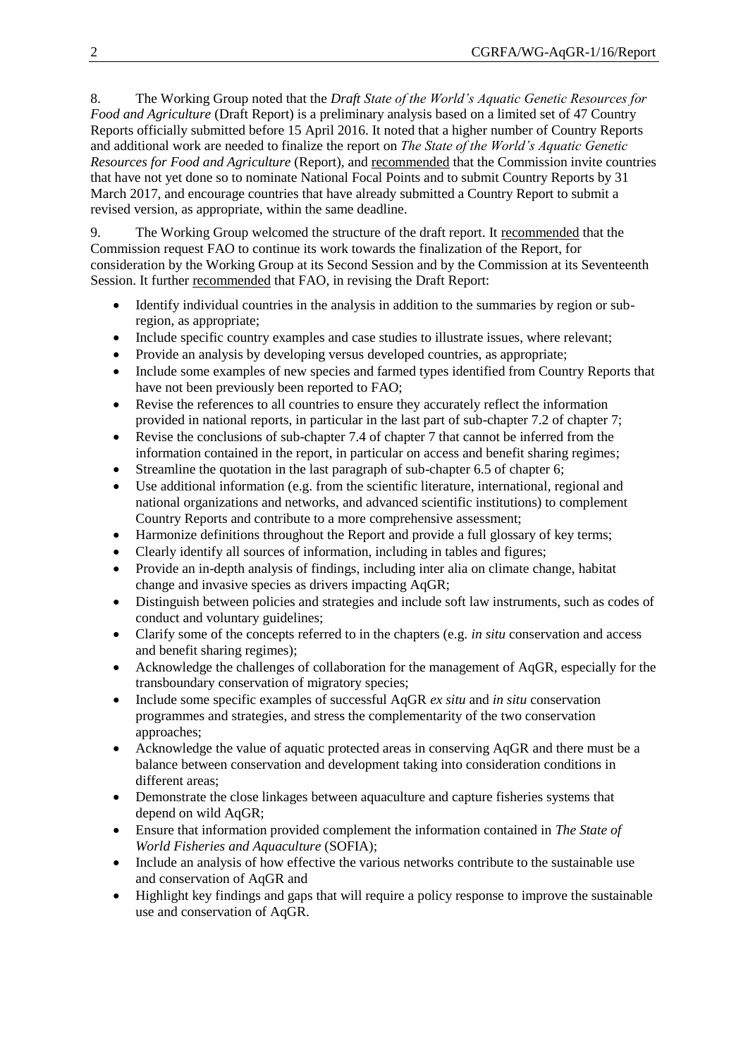8. The Working Group noted that the *Draft State of the World's Aquatic Genetic Resources for Food and Agriculture* (Draft Report) is a preliminary analysis based on a limited set of 47 Country Reports officially submitted before 15 April 2016. It noted that a higher number of Country Reports and additional work are needed to finalize the report on *The State of the World's Aquatic Genetic Resources for Food and Agriculture* (Report), and recommended that the Commission invite countries that have not yet done so to nominate National Focal Points and to submit Country Reports by 31 March 2017, and encourage countries that have already submitted a Country Report to submit a revised version, as appropriate, within the same deadline.

9. The Working Group welcomed the structure of the draft report. It recommended that the Commission request FAO to continue its work towards the finalization of the Report, for consideration by the Working Group at its Second Session and by the Commission at its Seventeenth Session. It further recommended that FAO, in revising the Draft Report:

- Identify individual countries in the analysis in addition to the summaries by region or sub-region, as appropriate;
- Include specific country examples and case studies to illustrate issues, where relevant;
- Provide an analysis by developing versus developed countries, as appropriate;
- Include some examples of new species and farmed types identified from Country Reports that have not been previously been reported to FAO;
- Revise the references to all countries to ensure they accurately reflect the information provided in national reports, in particular in the last part of sub-chapter 7.2 of chapter 7;
- Revise the conclusions of sub-chapter 7.4 of chapter 7 that cannot be inferred from the information contained in the report, in particular on access and benefit sharing regimes;
- Streamline the quotation in the last paragraph of sub-chapter 6.5 of chapter 6;
- Use additional information (e.g. from the scientific literature, international, regional and national organizations and networks, and advanced scientific institutions) to complement Country Reports and contribute to a more comprehensive assessment;
- Harmonize definitions throughout the Report and provide a full glossary of key terms;
- Clearly identify all sources of information, including in tables and figures;
- Provide an in-depth analysis of findings, including inter alia on climate change, habitat change and invasive species as drivers impacting AqGR;
- Distinguish between policies and strategies and include soft law instruments, such as codes of conduct and voluntary guidelines;
- Clarify some of the concepts referred to in the chapters (e.g. *in situ* conservation and access and benefit sharing regimes);
- Acknowledge the challenges of collaboration for the management of AqGR, especially for the transboundary conservation of migratory species;
- Include some specific examples of successful AqGR *ex situ* and *in situ* conservation programmes and strategies, and stress the complementarity of the two conservation approaches;
- Acknowledge the value of aquatic protected areas in conserving AqGR and there must be a balance between conservation and development taking into consideration conditions in different areas;
- Demonstrate the close linkages between aquaculture and capture fisheries systems that depend on wild AqGR;
- Ensure that information provided complement the information contained in *The State of World Fisheries and Aquaculture* (SOFIA);
- Include an analysis of how effective the various networks contribute to the sustainable use and conservation of AqGR and
- Highlight key findings and gaps that will require a policy response to improve the sustainable use and conservation of AqGR.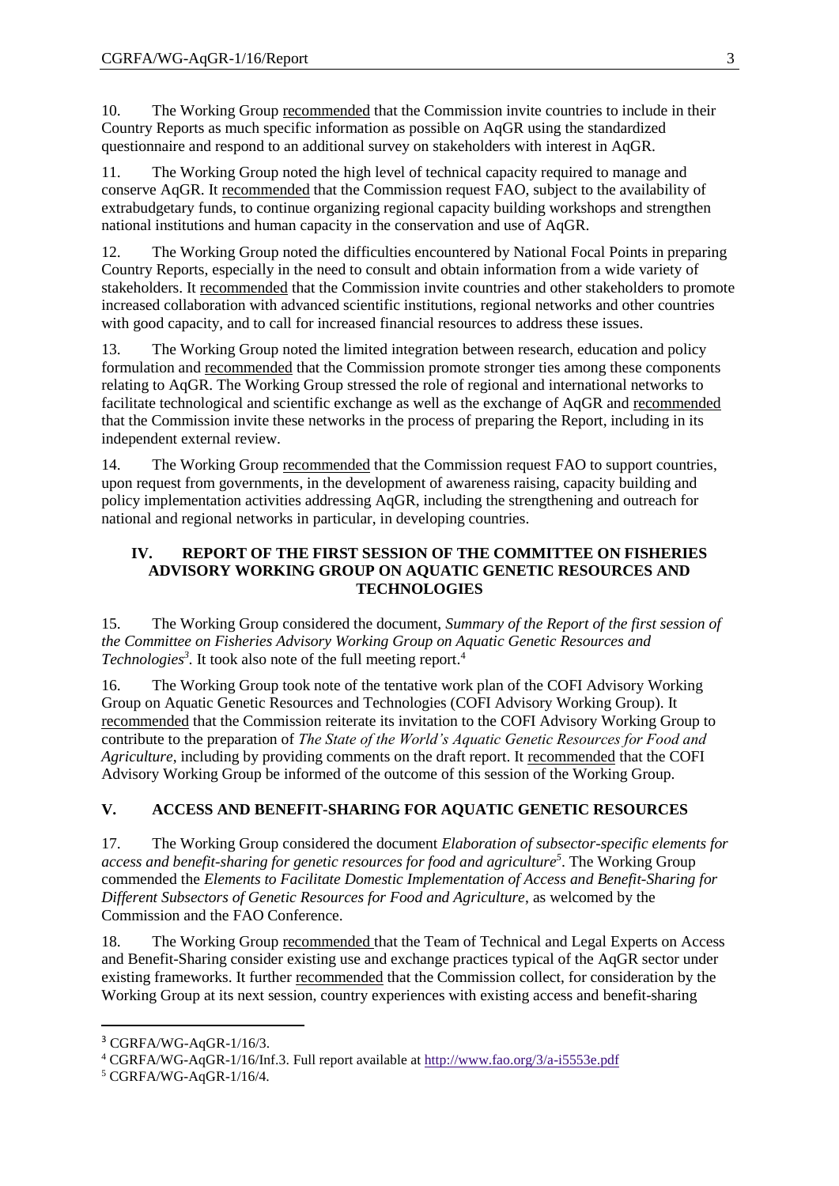10. The Working Group recommended that the Commission invite countries to include in their Country Reports as much specific information as possible on AqGR using the standardized questionnaire and respond to an additional survey on stakeholders with interest in AqGR.

11. The Working Group noted the high level of technical capacity required to manage and conserve AqGR. It recommended that the Commission request FAO, subject to the availability of extrabudgetary funds, to continue organizing regional capacity building workshops and strengthen national institutions and human capacity in the conservation and use of AqGR.

12. The Working Group noted the difficulties encountered by National Focal Points in preparing Country Reports, especially in the need to consult and obtain information from a wide variety of stakeholders. It recommended that the Commission invite countries and other stakeholders to promote increased collaboration with advanced scientific institutions, regional networks and other countries with good capacity, and to call for increased financial resources to address these issues.

13. The Working Group noted the limited integration between research, education and policy formulation and recommended that the Commission promote stronger ties among these components relating to AqGR. The Working Group stressed the role of regional and international networks to facilitate technological and scientific exchange as well as the exchange of AqGR and recommended that the Commission invite these networks in the process of preparing the Report, including in its independent external review.

14. The Working Group recommended that the Commission request FAO to support countries, upon request from governments, in the development of awareness raising, capacity building and policy implementation activities addressing AqGR, including the strengthening and outreach for national and regional networks in particular, in developing countries.

## IV. REPORT OF THE FIRST SESSION OF THE COMMITTEE ON FISHERIES ADVISORY WORKING GROUP ON AQUATIC GENETIC RESOURCES AND TECHNOLOGIES

15. The Working Group considered the document, *Summary of the Report of the first session of the Committee on Fisheries Advisory Working Group on Aquatic Genetic Resources and Technologies*[3]. It took also note of the full meeting report.[4]

16. The Working Group took note of the tentative work plan of the COFI Advisory Working Group on Aquatic Genetic Resources and Technologies (COFI Advisory Working Group). It recommended that the Commission reiterate its invitation to the COFI Advisory Working Group to contribute to the preparation of *The State of the World's Aquatic Genetic Resources for Food and Agriculture*, including by providing comments on the draft report. It recommended that the COFI Advisory Working Group be informed of the outcome of this session of the Working Group.

## V. ACCESS AND BENEFIT-SHARING FOR AQUATIC GENETIC RESOURCES

17. The Working Group considered the document *Elaboration of subsector-specific elements for access and benefit-sharing for genetic resources for food and agriculture*[5]. The Working Group commended the *Elements to Facilitate Domestic Implementation of Access and Benefit-Sharing for Different Subsectors of Genetic Resources for Food and Agriculture*, as welcomed by the Commission and the FAO Conference.

18. The Working Group recommended that the Team of Technical and Legal Experts on Access and Benefit-Sharing consider existing use and exchange practices typical of the AqGR sector under existing frameworks. It further recommended that the Commission collect, for consideration by the Working Group at its next session, country experiences with existing access and benefit-sharing

---

[3] CGRFA/WG-AqGR-1/16/3.

[4] CGRFA/WG-AqGR-1/16/Inf.3. Full report available at http://www.fao.org/3/a-i5553e.pdf

[5] CGRFA/WG-AqGR-1/16/4.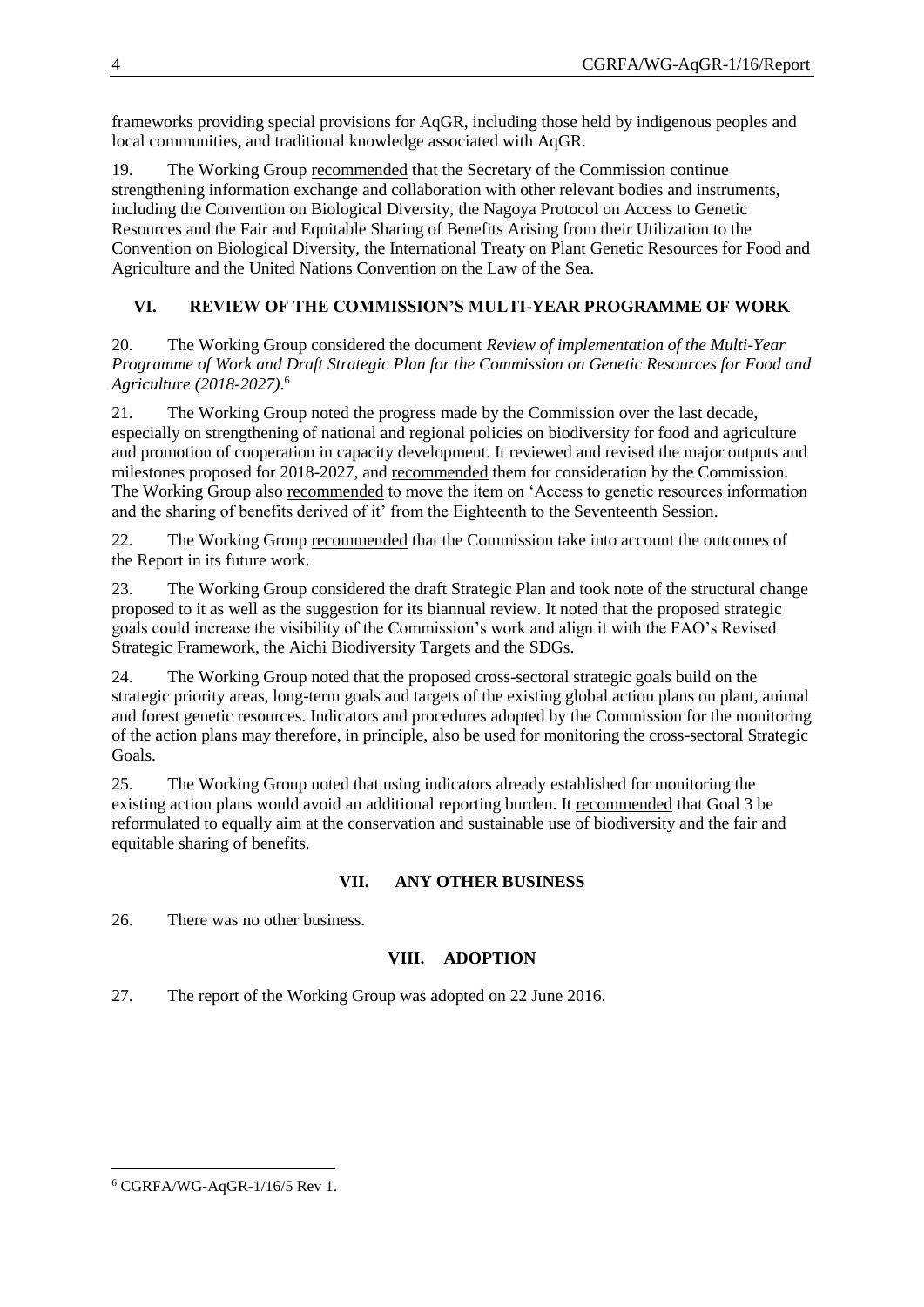frameworks providing special provisions for AqGR, including those held by indigenous peoples and local communities, and traditional knowledge associated with AqGR.

19. The Working Group recommended that the Secretary of the Commission continue strengthening information exchange and collaboration with other relevant bodies and instruments, including the Convention on Biological Diversity, the Nagoya Protocol on Access to Genetic Resources and the Fair and Equitable Sharing of Benefits Arising from their Utilization to the Convention on Biological Diversity, the International Treaty on Plant Genetic Resources for Food and Agriculture and the United Nations Convention on the Law of the Sea.

## VI. REVIEW OF THE COMMISSION'S MULTI-YEAR PROGRAMME OF WORK

20. The Working Group considered the document *Review of implementation of the Multi-Year Programme of Work and Draft Strategic Plan for the Commission on Genetic Resources for Food and Agriculture (2018-2027)*.[6]

21. The Working Group noted the progress made by the Commission over the last decade, especially on strengthening of national and regional policies on biodiversity for food and agriculture and promotion of cooperation in capacity development. It reviewed and revised the major outputs and milestones proposed for 2018-2027, and recommended them for consideration by the Commission. The Working Group also recommended to move the item on 'Access to genetic resources information and the sharing of benefits derived of it' from the Eighteenth to the Seventeenth Session.

22. The Working Group recommended that the Commission take into account the outcomes of the Report in its future work.

23. The Working Group considered the draft Strategic Plan and took note of the structural change proposed to it as well as the suggestion for its biannual review. It noted that the proposed strategic goals could increase the visibility of the Commission's work and align it with the FAO's Revised Strategic Framework, the Aichi Biodiversity Targets and the SDGs.

24. The Working Group noted that the proposed cross-sectoral strategic goals build on the strategic priority areas, long-term goals and targets of the existing global action plans on plant, animal and forest genetic resources. Indicators and procedures adopted by the Commission for the monitoring of the action plans may therefore, in principle, also be used for monitoring the cross-sectoral Strategic Goals.

25. The Working Group noted that using indicators already established for monitoring the existing action plans would avoid an additional reporting burden. It recommended that Goal 3 be reformulated to equally aim at the conservation and sustainable use of biodiversity and the fair and equitable sharing of benefits.

## VII. ANY OTHER BUSINESS

26. There was no other business.

## VIII. ADOPTION

27. The report of the Working Group was adopted on 22 June 2016.

---

[6] CGRFA/WG-AqGR-1/16/5 Rev 1.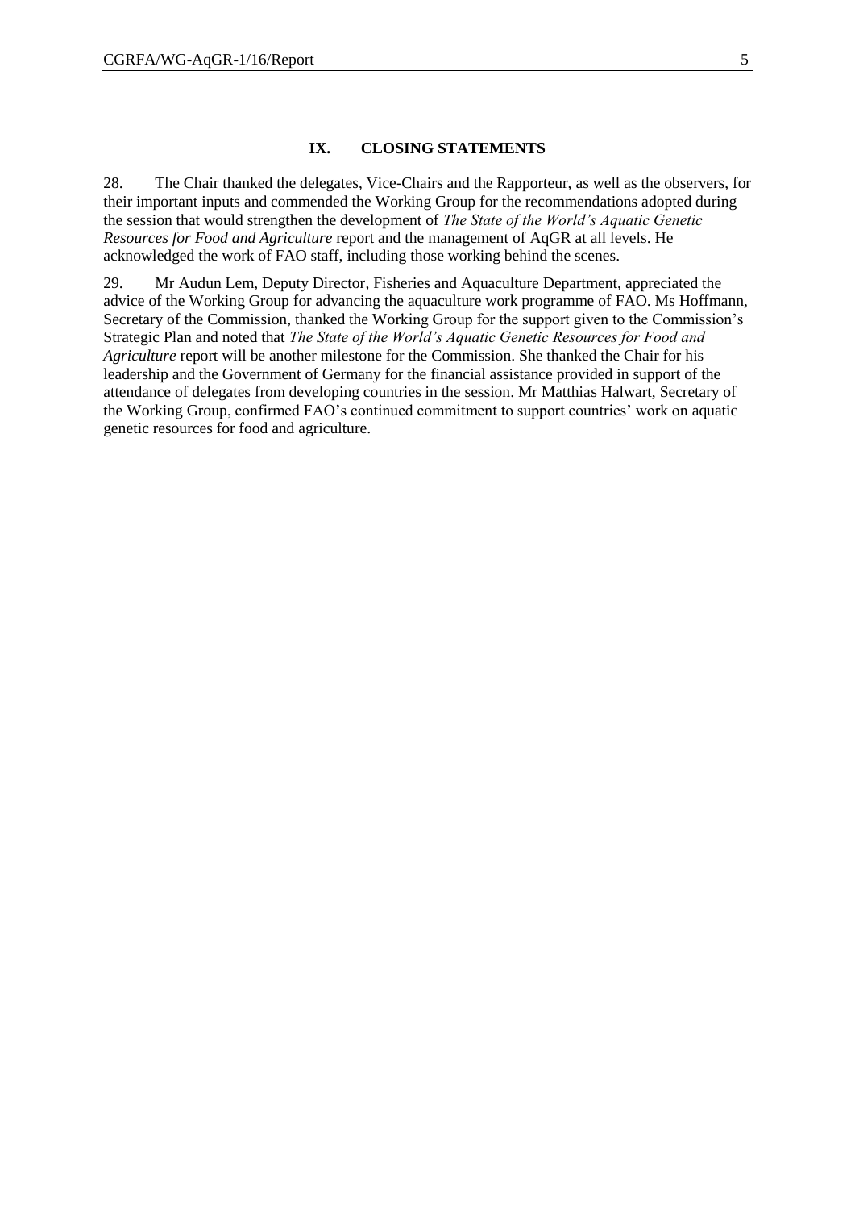## IX. CLOSING STATEMENTS

28. The Chair thanked the delegates, Vice-Chairs and the Rapporteur, as well as the observers, for their important inputs and commended the Working Group for the recommendations adopted during the session that would strengthen the development of *The State of the World's Aquatic Genetic Resources for Food and Agriculture* report and the management of AqGR at all levels. He acknowledged the work of FAO staff, including those working behind the scenes.

29. Mr Audun Lem, Deputy Director, Fisheries and Aquaculture Department, appreciated the advice of the Working Group for advancing the aquaculture work programme of FAO. Ms Hoffmann, Secretary of the Commission, thanked the Working Group for the support given to the Commission's Strategic Plan and noted that *The State of the World's Aquatic Genetic Resources for Food and Agriculture* report will be another milestone for the Commission. She thanked the Chair for his leadership and the Government of Germany for the financial assistance provided in support of the attendance of delegates from developing countries in the session. Mr Matthias Halwart, Secretary of the Working Group, confirmed FAO's continued commitment to support countries' work on aquatic genetic resources for food and agriculture.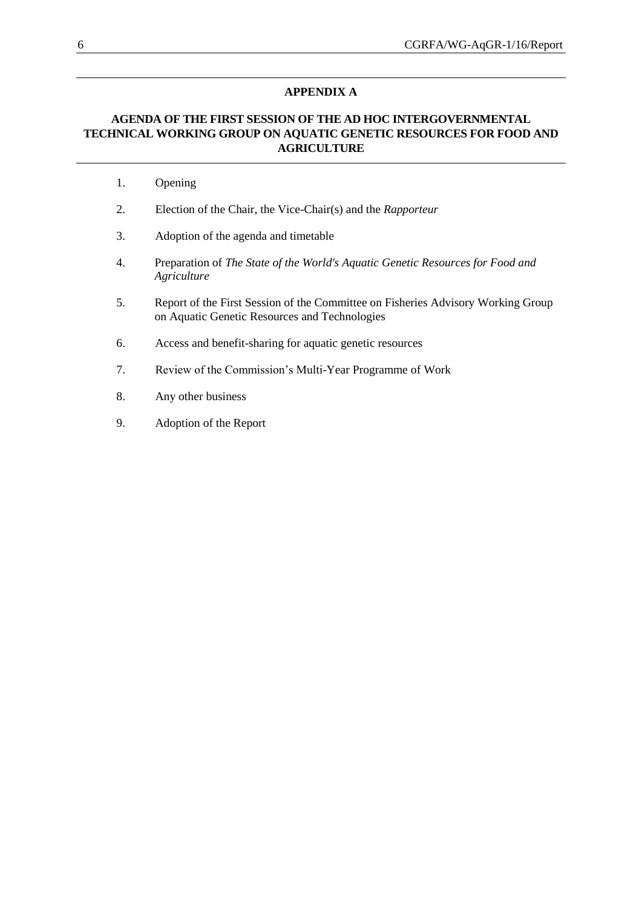## APPENDIX A

## AGENDA OF THE FIRST SESSION OF THE AD HOC INTERGOVERNMENTAL TECHNICAL WORKING GROUP ON AQUATIC GENETIC RESOURCES FOR FOOD AND AGRICULTURE

1. Opening
2. Election of the Chair, the Vice-Chair(s) and the *Rapporteur*
3. Adoption of the agenda and timetable
4. Preparation of *The State of the World's Aquatic Genetic Resources for Food and Agriculture*
5. Report of the First Session of the Committee on Fisheries Advisory Working Group on Aquatic Genetic Resources and Technologies
6. Access and benefit-sharing for aquatic genetic resources
7. Review of the Commission's Multi-Year Programme of Work
8. Any other business
9. Adoption of the Report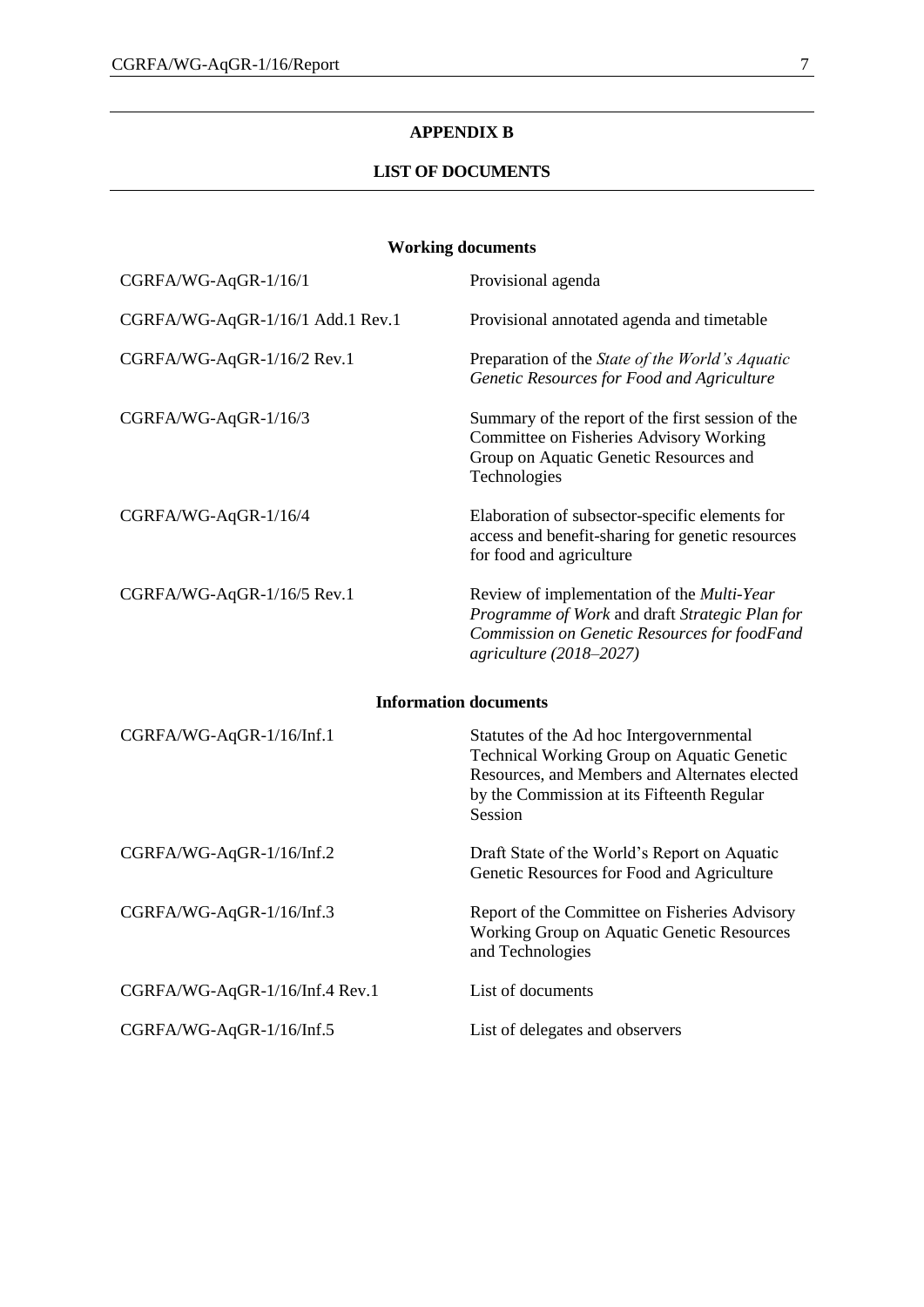## APPENDIX B

## LIST OF DOCUMENTS

### Working documents

| | |
|---|---|
| CGRFA/WG-AqGR-1/16/1 | Provisional agenda |
| CGRFA/WG-AqGR-1/16/1 Add.1 Rev.1 | Provisional annotated agenda and timetable |
| CGRFA/WG-AqGR-1/16/2 Rev.1 | Preparation of the *State of the World's Aquatic Genetic Resources for Food and Agriculture* |
| CGRFA/WG-AqGR-1/16/3 | Summary of the report of the first session of the Committee on Fisheries Advisory Working Group on Aquatic Genetic Resources and Technologies |
| CGRFA/WG-AqGR-1/16/4 | Elaboration of subsector-specific elements for access and benefit-sharing for genetic resources for food and agriculture |
| CGRFA/WG-AqGR-1/16/5 Rev.1 | Review of implementation of the *Multi-Year Programme of Work* and draft *Strategic Plan for Commission on Genetic Resources for foodFand agriculture (2018–2027)* |

### Information documents

| | |
|---|---|
| CGRFA/WG-AqGR-1/16/Inf.1 | Statutes of the Ad hoc Intergovernmental Technical Working Group on Aquatic Genetic Resources, and Members and Alternates elected by the Commission at its Fifteenth Regular Session |
| CGRFA/WG-AqGR-1/16/Inf.2 | Draft State of the World's Report on Aquatic Genetic Resources for Food and Agriculture |
| CGRFA/WG-AqGR-1/16/Inf.3 | Report of the Committee on Fisheries Advisory Working Group on Aquatic Genetic Resources and Technologies |
| CGRFA/WG-AqGR-1/16/Inf.4 Rev.1 | List of documents |
| CGRFA/WG-AqGR-1/16/Inf.5 | List of delegates and observers |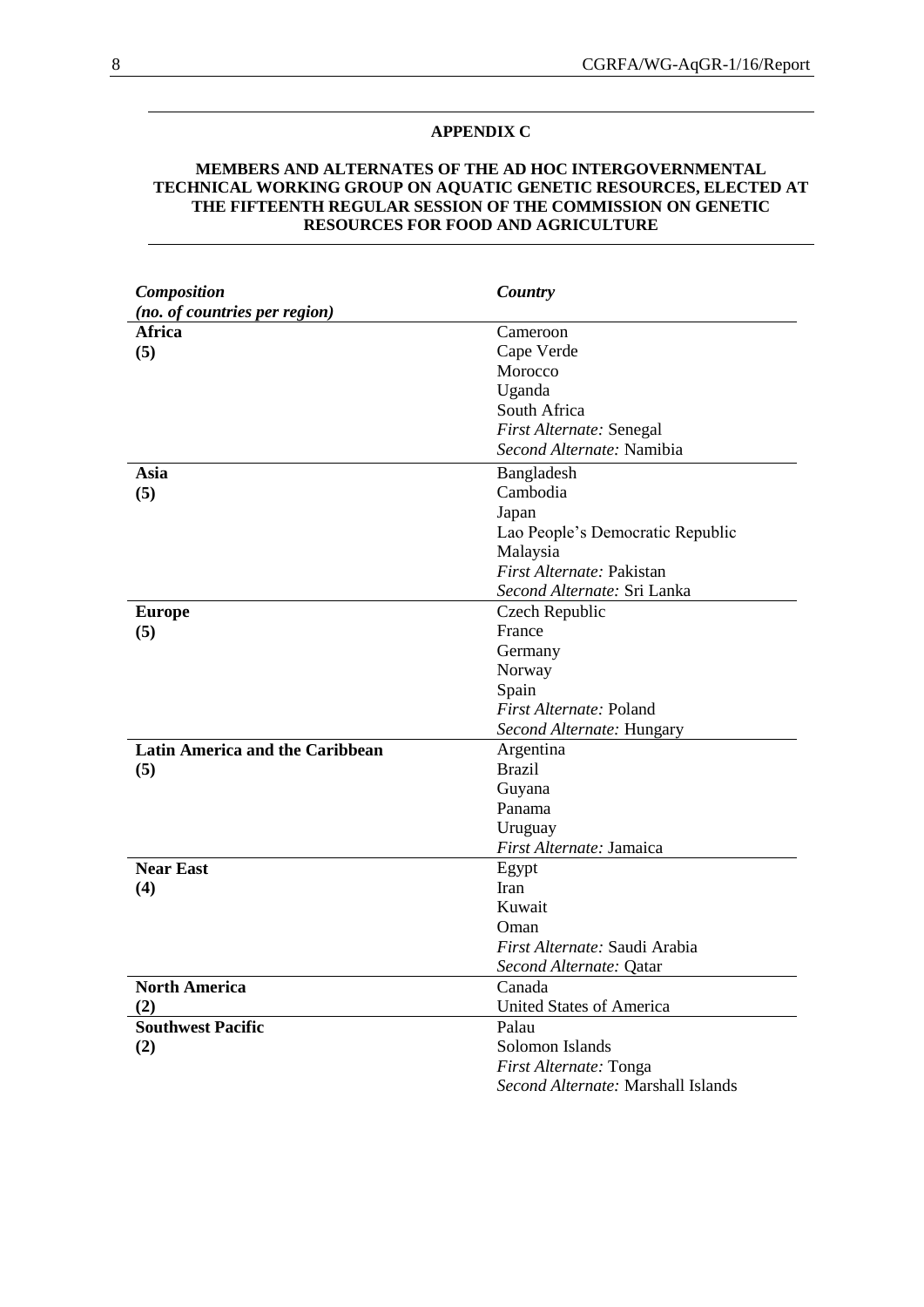## APPENDIX C

### MEMBERS AND ALTERNATES OF THE AD HOC INTERGOVERNMENTAL TECHNICAL WORKING GROUP ON AQUATIC GENETIC RESOURCES, ELECTED AT THE FIFTEENTH REGULAR SESSION OF THE COMMISSION ON GENETIC RESOURCES FOR FOOD AND AGRICULTURE

| *Composition* *(no. of countries per region)* | *Country* |
|---|---|
| **Africa** **(5)** | Cameroon<br>Cape Verde<br>Morocco<br>Uganda<br>South Africa<br>*First Alternate:* Senegal<br>*Second Alternate:* Namibia |
| **Asia** **(5)** | Bangladesh<br>Cambodia<br>Japan<br>Lao People's Democratic Republic<br>Malaysia<br>*First Alternate:* Pakistan<br>*Second Alternate:* Sri Lanka |
| **Europe** **(5)** | Czech Republic<br>France<br>Germany<br>Norway<br>Spain<br>*First Alternate:* Poland<br>*Second Alternate:* Hungary |
| **Latin America and the Caribbean** **(5)** | Argentina<br>Brazil<br>Guyana<br>Panama<br>Uruguay<br>*First Alternate:* Jamaica |
| **Near East** **(4)** | Egypt<br>Iran<br>Kuwait<br>Oman<br>*First Alternate:* Saudi Arabia<br>*Second Alternate:* Qatar |
| **North America** **(2)** | Canada<br>United States of America |
| **Southwest Pacific** **(2)** | Palau<br>Solomon Islands<br>*First Alternate:* Tonga<br>*Second Alternate:* Marshall Islands |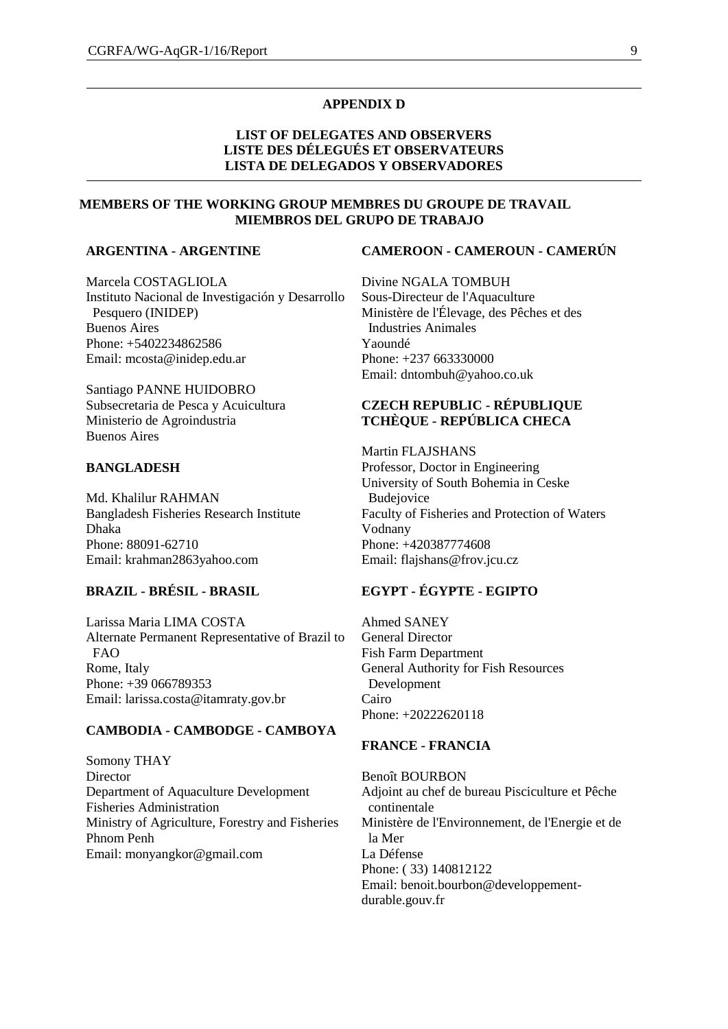## APPENDIX D

## LIST OF DELEGATES AND OBSERVERS
## LISTE DES DÉLEGUÉS ET OBSERVATEURS
## LISTA DE DELEGADOS Y OBSERVADORES

### MEMBERS OF THE WORKING GROUP MEMBRES DU GROUPE DE TRAVAIL MIEMBROS DEL GRUPO DE TRABAJO

**ARGENTINA - ARGENTINE**

Marcela COSTAGLIOLA
Instituto Nacional de Investigación y Desarrollo Pesquero (INIDEP)
Buenos Aires
Phone: +5402234862586
Email: mcosta@inidep.edu.ar

Santiago PANNE HUIDOBRO
Subsecretaria de Pesca y Acuicultura
Ministerio de Agroindustria
Buenos Aires

**BANGLADESH**

Md. Khalilur RAHMAN
Bangladesh Fisheries Research Institute
Dhaka
Phone: 88091-62710
Email: krahman2863yahoo.com

**BRAZIL - BRÉSIL - BRASIL**

Larissa Maria LIMA COSTA
Alternate Permanent Representative of Brazil to FAO
Rome, Italy
Phone: +39 066789353
Email: larissa.costa@itamraty.gov.br

**CAMBODIA - CAMBODGE - CAMBOYA**

Somony THAY
Director
Department of Aquaculture Development
Fisheries Administration
Ministry of Agriculture, Forestry and Fisheries
Phnom Penh
Email: monyangkor@gmail.com

**CAMEROON - CAMEROUN - CAMERÚN**

Divine NGALA TOMBUH
Sous-Directeur de l'Aquaculture
Ministère de l'Élevage, des Pêches et des Industries Animales
Yaoundé
Phone: +237 663330000
Email: dntombuh@yahoo.co.uk

**CZECH REPUBLIC - RÉPUBLIQUE TCHÈQUE - REPÚBLICA CHECA**

Martin FLAJSHANS
Professor, Doctor in Engineering
University of South Bohemia in Ceske Budejovice
Faculty of Fisheries and Protection of Waters
Vodnany
Phone: +420387774608
Email: flajshans@frov.jcu.cz

**EGYPT - ÉGYPTE - EGIPTO**

Ahmed SANEY
General Director
Fish Farm Department
General Authority for Fish Resources Development
Cairo
Phone: +20222620118

**FRANCE - FRANCIA**

Benoît BOURBON
Adjoint au chef de bureau Pisciculture et Pêche continentale
Ministère de l'Environnement, de l'Energie et de la Mer
La Défense
Phone: ( 33) 140812122
Email: benoit.bourbon@developpement-durable.gouv.fr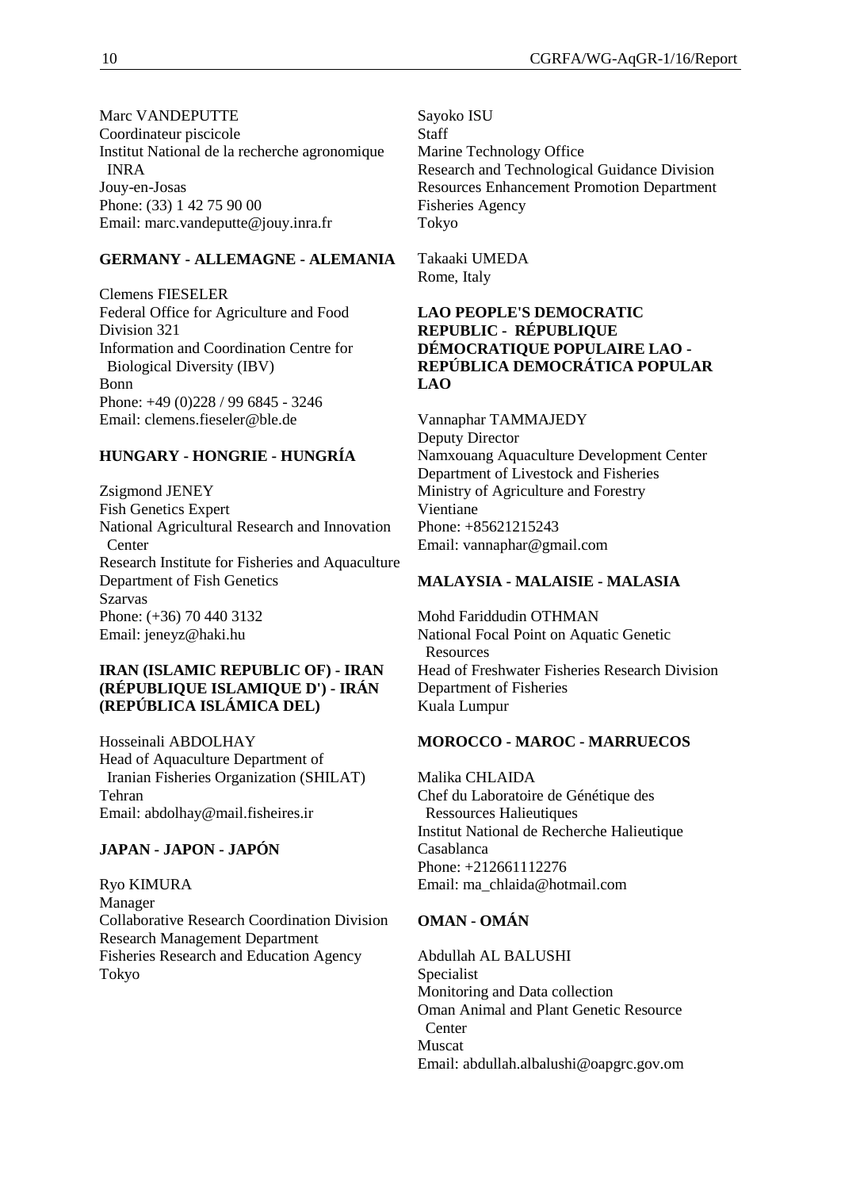Marc VANDEPUTTE
Coordinateur piscicole
Institut National de la recherche agronomique INRA
Jouy-en-Josas
Phone: (33) 1 42 75 90 00
Email: marc.vandeputte@jouy.inra.fr

**GERMANY - ALLEMAGNE - ALEMANIA**

Clemens FIESELER
Federal Office for Agriculture and Food
Division 321
Information and Coordination Centre for Biological Diversity (IBV)
Bonn
Phone: +49 (0)228 / 99 6845 - 3246
Email: clemens.fieseler@ble.de

**HUNGARY - HONGRIE - HUNGRÍA**

Zsigmond JENEY
Fish Genetics Expert
National Agricultural Research and Innovation Center
Research Institute for Fisheries and Aquaculture
Department of Fish Genetics
Szarvas
Phone: (+36) 70 440 3132
Email: jeneyz@haki.hu

**IRAN (ISLAMIC REPUBLIC OF) - IRAN (RÉPUBLIQUE ISLAMIQUE D') - IRÁN (REPÚBLICA ISLÁMICA DEL)**

Hosseinali ABDOLHAY
Head of Aquaculture Department of Iranian Fisheries Organization (SHILAT)
Tehran
Email: abdolhay@mail.fisheires.ir

**JAPAN - JAPON - JAPÓN**

Ryo KIMURA
Manager
Collaborative Research Coordination Division
Research Management Department
Fisheries Research and Education Agency
Tokyo

Sayoko ISU
Staff
Marine Technology Office
Research and Technological Guidance Division
Resources Enhancement Promotion Department
Fisheries Agency
Tokyo

Takaaki UMEDA
Rome, Italy

**LAO PEOPLE'S DEMOCRATIC REPUBLIC - RÉPUBLIQUE DÉMOCRATIQUE POPULAIRE LAO - REPÚBLICA DEMOCRÁTICA POPULAR LAO**

Vannaphar TAMMAJEDY
Deputy Director
Namxouang Aquaculture Development Center
Department of Livestock and Fisheries
Ministry of Agriculture and Forestry
Vientiane
Phone: +85621215243
Email: vannaphar@gmail.com

**MALAYSIA - MALAISIE - MALASIA**

Mohd Fariddudin OTHMAN
National Focal Point on Aquatic Genetic Resources
Head of Freshwater Fisheries Research Division
Department of Fisheries
Kuala Lumpur

**MOROCCO - MAROC - MARRUECOS**

Malika CHLAIDA
Chef du Laboratoire de Génétique des Ressources Halieutiques
Institut National de Recherche Halieutique
Casablanca
Phone: +212661112276
Email: ma_chlaida@hotmail.com

**OMAN - OMÁN**

Abdullah AL BALUSHI
Specialist
Monitoring and Data collection
Oman Animal and Plant Genetic Resource Center
Muscat
Email: abdullah.albalushi@oapgrc.gov.om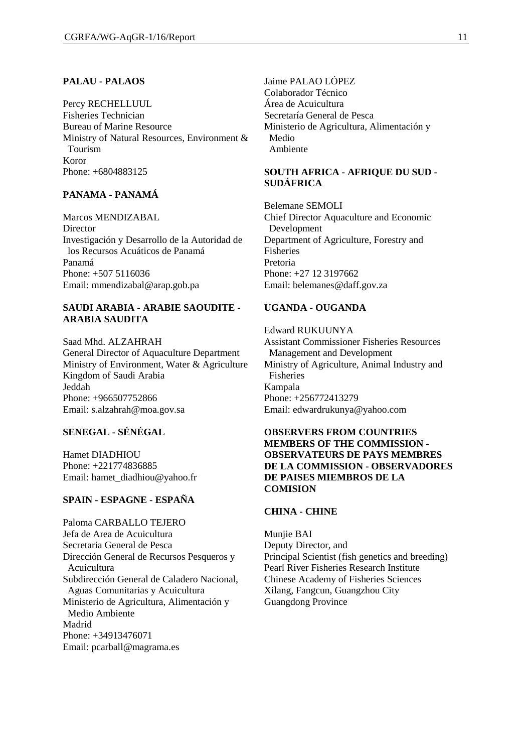**PALAU - PALAOS**

Percy RECHELLUUL
Fisheries Technician
Bureau of Marine Resource
Ministry of Natural Resources, Environment & Tourism
Koror
Phone: +6804883125

**PANAMA - PANAMÁ**

Marcos MENDIZABAL
Director
Investigación y Desarrollo de la Autoridad de los Recursos Acuáticos de Panamá
Panamá
Phone: +507 5116036
Email: mmendizabal@arap.gob.pa

**SAUDI ARABIA - ARABIE SAOUDITE - ARABIA SAUDITA**

Saad Mhd. ALZAHRAH
General Director of Aquaculture Department
Ministry of Environment, Water & Agriculture
Kingdom of Saudi Arabia
Jeddah
Phone: +966507752866
Email: s.alzahrah@moa.gov.sa

**SENEGAL - SÉNÉGAL**

Hamet DIADHIOU
Phone: +221774836885
Email: hamet_diadhiou@yahoo.fr

**SPAIN - ESPAGNE - ESPAÑA**

Paloma CARBALLO TEJERO
Jefa de Area de Acuicultura
Secretaria General de Pesca
Dirección General de Recursos Pesqueros y Acuicultura
Subdirección General de Caladero Nacional, Aguas Comunitarias y Acuicultura
Ministerio de Agricultura, Alimentación y Medio Ambiente
Madrid
Phone: +34913476071
Email: pcarball@magrama.es

Jaime PALAO LÓPEZ
Colaborador Técnico
Área de Acuicultura
Secretaría General de Pesca
Ministerio de Agricultura, Alimentación y Medio Ambiente

**SOUTH AFRICA - AFRIQUE DU SUD - SUDÁFRICA**

Belemane SEMOLI
Chief Director Aquaculture and Economic Development
Department of Agriculture, Forestry and Fisheries
Pretoria
Phone: +27 12 3197662
Email: belemanes@daff.gov.za

**UGANDA - OUGANDA**

Edward RUKUUNYA
Assistant Commissioner Fisheries Resources Management and Development
Ministry of Agriculture, Animal Industry and Fisheries
Kampala
Phone: +256772413279
Email: edwardrukunya@yahoo.com

**OBSERVERS FROM COUNTRIES MEMBERS OF THE COMMISSION - OBSERVATEURS DE PAYS MEMBRES DE LA COMMISSION - OBSERVADORES DE PAISES MIEMBROS DE LA COMISION**

**CHINA - CHINE**

Munjie BAI
Deputy Director, and
Principal Scientist (fish genetics and breeding)
Pearl River Fisheries Research Institute
Chinese Academy of Fisheries Sciences
Xilang, Fangcun, Guangzhou City
Guangdong Province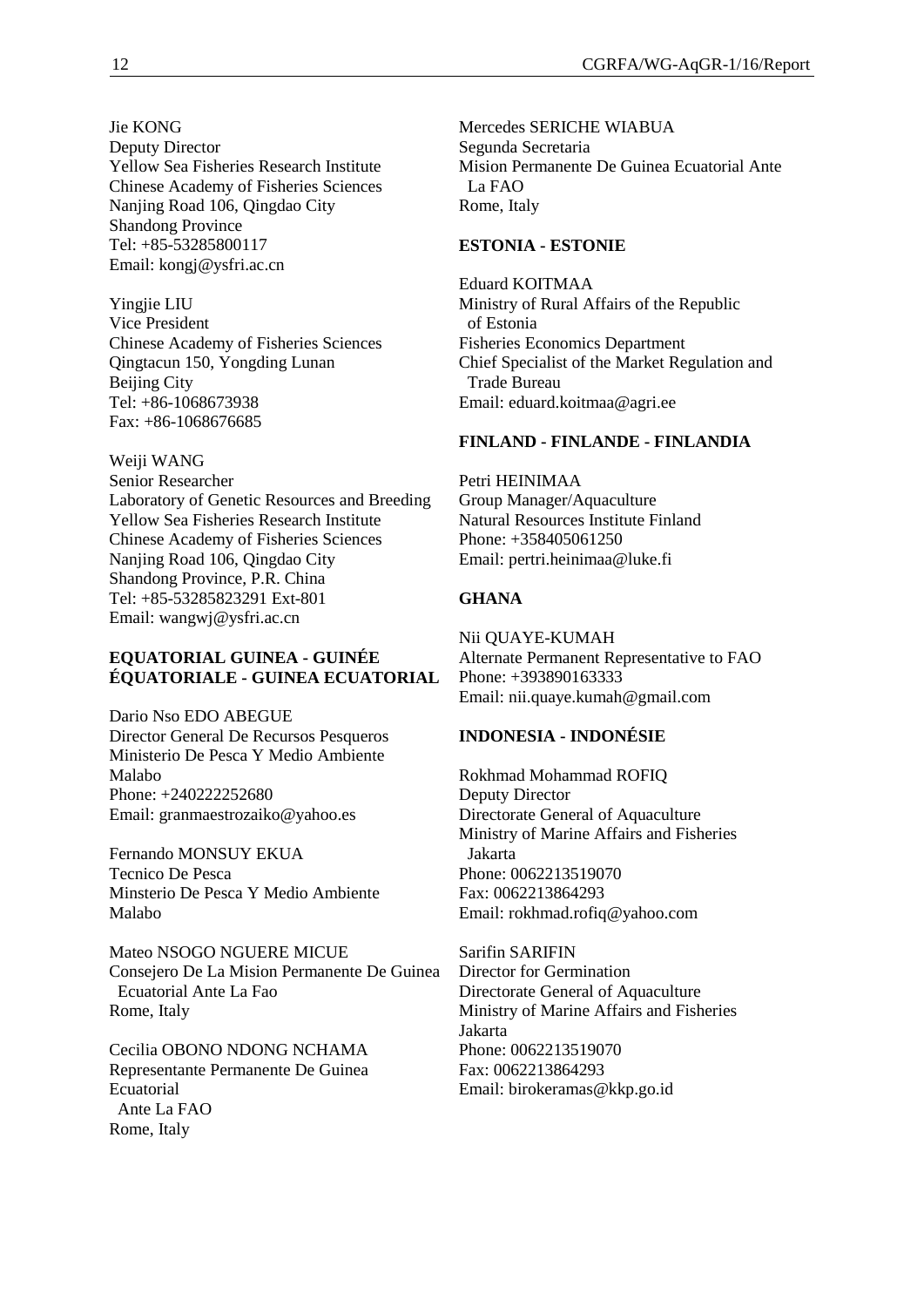Jie KONG
Deputy Director
Yellow Sea Fisheries Research Institute
Chinese Academy of Fisheries Sciences
Nanjing Road 106, Qingdao City
Shandong Province
Tel: +85-53285800117
Email: kongj@ysfri.ac.cn

Yingjie LIU
Vice President
Chinese Academy of Fisheries Sciences
Qingtacun 150, Yongding Lunan
Beijing City
Tel: +86-1068673938
Fax: +86-1068676685

Weiji WANG
Senior Researcher
Laboratory of Genetic Resources and Breeding
Yellow Sea Fisheries Research Institute
Chinese Academy of Fisheries Sciences
Nanjing Road 106, Qingdao City
Shandong Province, P.R. China
Tel: +85-53285823291 Ext-801
Email: wangwj@ysfri.ac.cn

**EQUATORIAL GUINEA - GUINÉE ÉQUATORIALE - GUINEA ECUATORIAL**

Dario Nso EDO ABEGUE
Director General De Recursos Pesqueros
Ministerio De Pesca Y Medio Ambiente
Malabo
Phone: +240222252680
Email: granmaestrozaiko@yahoo.es

Fernando MONSUY EKUA
Tecnico De Pesca
Minsterio De Pesca Y Medio Ambiente
Malabo

Mateo NSOGO NGUERE MICUE
Consejero De La Mision Permanente De Guinea Ecuatorial Ante La Fao
Rome, Italy

Cecilia OBONO NDONG NCHAMA
Representante Permanente De Guinea Ecuatorial Ante La FAO
Rome, Italy

Mercedes SERICHE WIABUA
Segunda Secretaria
Mision Permanente De Guinea Ecuatorial Ante La FAO
Rome, Italy

**ESTONIA - ESTONIE**

Eduard KOITMAA
Ministry of Rural Affairs of the Republic of Estonia
Fisheries Economics Department
Chief Specialist of the Market Regulation and Trade Bureau
Email: eduard.koitmaa@agri.ee

**FINLAND - FINLANDE - FINLANDIA**

Petri HEINIMAA
Group Manager/Aquaculture
Natural Resources Institute Finland
Phone: +358405061250
Email: pertri.heinimaa@luke.fi

**GHANA**

Nii QUAYE-KUMAH
Alternate Permanent Representative to FAO
Phone: +393890163333
Email: nii.quaye.kumah@gmail.com

**INDONESIA - INDONÉSIE**

Rokhmad Mohammad ROFIQ
Deputy Director
Directorate General of Aquaculture
Ministry of Marine Affairs and Fisheries Jakarta
Phone: 0062213519070
Fax: 0062213864293
Email: rokhmad.rofiq@yahoo.com

Sarifin SARIFIN
Director for Germination
Directorate General of Aquaculture
Ministry of Marine Affairs and Fisheries
Jakarta
Phone: 0062213519070
Fax: 0062213864293
Email: birokeramas@kkp.go.id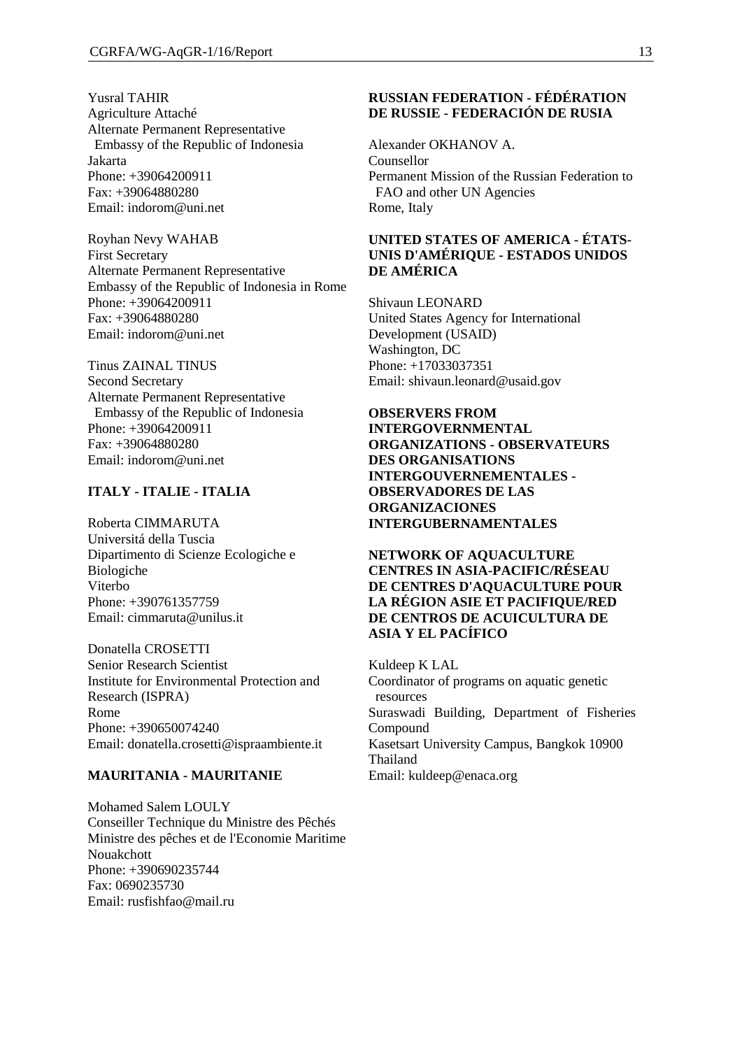Yusral TAHIR
Agriculture Attaché
Alternate Permanent Representative
Embassy of the Republic of Indonesia
Jakarta
Phone: +39064200911
Fax: +39064880280
Email: indorom@uni.net

Royhan Nevy WAHAB
First Secretary
Alternate Permanent Representative
Embassy of the Republic of Indonesia in Rome
Phone: +39064200911
Fax: +39064880280
Email: indorom@uni.net

Tinus ZAINAL TINUS
Second Secretary
Alternate Permanent Representative
Embassy of the Republic of Indonesia
Phone: +39064200911
Fax: +39064880280
Email: indorom@uni.net

**ITALY - ITALIE - ITALIA**

Roberta CIMMARUTA
Universitá della Tuscia
Dipartimento di Scienze Ecologiche e Biologiche
Viterbo
Phone: +390761357759
Email: cimmaruta@unilus.it

Donatella CROSETTI
Senior Research Scientist
Institute for Environmental Protection and Research (ISPRA)
Rome
Phone: +390650074240
Email: donatella.crosetti@ispraambiente.it

**MAURITANIA - MAURITANIE**

Mohamed Salem LOULY
Conseiller Technique du Ministre des Pêchés
Ministre des pêches et de l'Economie Maritime
Nouakchott
Phone: +390690235744
Fax: 0690235730
Email: rusfishfao@mail.ru

**RUSSIAN FEDERATION - FÉDÉRATION DE RUSSIE - FEDERACIÓN DE RUSIA**

Alexander OKHANOV A.
Counsellor
Permanent Mission of the Russian Federation to FAO and other UN Agencies
Rome, Italy

**UNITED STATES OF AMERICA - ÉTATS-UNIS D'AMÉRIQUE - ESTADOS UNIDOS DE AMÉRICA**

Shivaun LEONARD
United States Agency for International Development (USAID)
Washington, DC
Phone: +17033037351
Email: shivaun.leonard@usaid.gov

**OBSERVERS FROM INTERGOVERNMENTAL ORGANIZATIONS - OBSERVATEURS DES ORGANISATIONS INTERGOUVERNEMENTALES - OBSERVADORES DE LAS ORGANIZACIONES INTERGUBERNAMENTALES**

**NETWORK OF AQUACULTURE CENTRES IN ASIA-PACIFIC/RÉSEAU DE CENTRES D'AQUACULTURE POUR LA RÉGION ASIE ET PACIFIQUE/RED DE CENTROS DE ACUICULTURA DE ASIA Y EL PACÍFICO**

Kuldeep K LAL
Coordinator of programs on aquatic genetic resources
Suraswadi Building, Department of Fisheries Compound
Kasetsart University Campus, Bangkok 10900
Thailand
Email: kuldeep@enaca.org